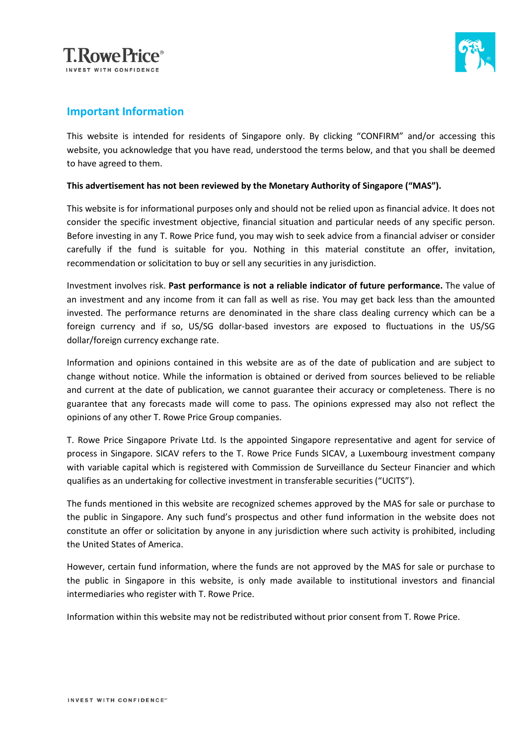## Important Information

This website is intended for residents of Singapore only. By clicking “CONFIRM” and/or accessing this website, you acknowledge that you have read, understood the terms below, and that you shall be deemed to have agreed to them.

**This advertisement has not been reviewed by the Monetary Authority of Singapore (“MAS”).**

This website is for informational purposes only and should not be relied upon as financial advice. It does not consider the specific investment objective, financial situation and particular needs of any specific person. Before investing in any T. Rowe Price fund, you may wish to seek advice from a financial adviser or consider carefully if the fund is suitable for you. Nothing in this material constitute an offer, invitation, recommendation or solicitation to buy or sell any securities in any jurisdiction.

Investment involves risk. **Past performance is not a reliable indicator of future performance.** The value of an investment and any income from it can fall as well as rise. You may get back less than the amounted invested. The performance returns are denominated in the share class dealing currency which can be a foreign currency and if so, US/SG dollar-based investors are exposed to fluctuations in the US/SG dollar/foreign currency exchange rate.

Information and opinions contained in this website are as of the date of publication and are subject to change without notice. While the information is obtained or derived from sources believed to be reliable and current at the date of publication, we cannot guarantee their accuracy or completeness. There is no guarantee that any forecasts made will come to pass. The opinions expressed may also not reflect the opinions of any other T. Rowe Price Group companies.

T. Rowe Price Singapore Private Ltd. Is the appointed Singapore representative and agent for service of process in Singapore. SICAV refers to the T. Rowe Price Funds SICAV, a Luxembourg investment company with variable capital which is registered with Commission de Surveillance du Secteur Financier and which qualifies as an undertaking for collective investment in transferable securities (“UCITS”).

The funds mentioned in this website are recognized schemes approved by the MAS for sale or purchase to the public in Singapore. Any such fund’s prospectus and other fund information in the website does not constitute an offer or solicitation by anyone in any jurisdiction where such activity is prohibited, including the United States of America.

However, certain fund information, where the funds are not approved by the MAS for sale or purchase to the public in Singapore in this website, is only made available to institutional investors and financial intermediaries who register with T. Rowe Price.

Information within this website may not be redistributed without prior consent from T. Rowe Price.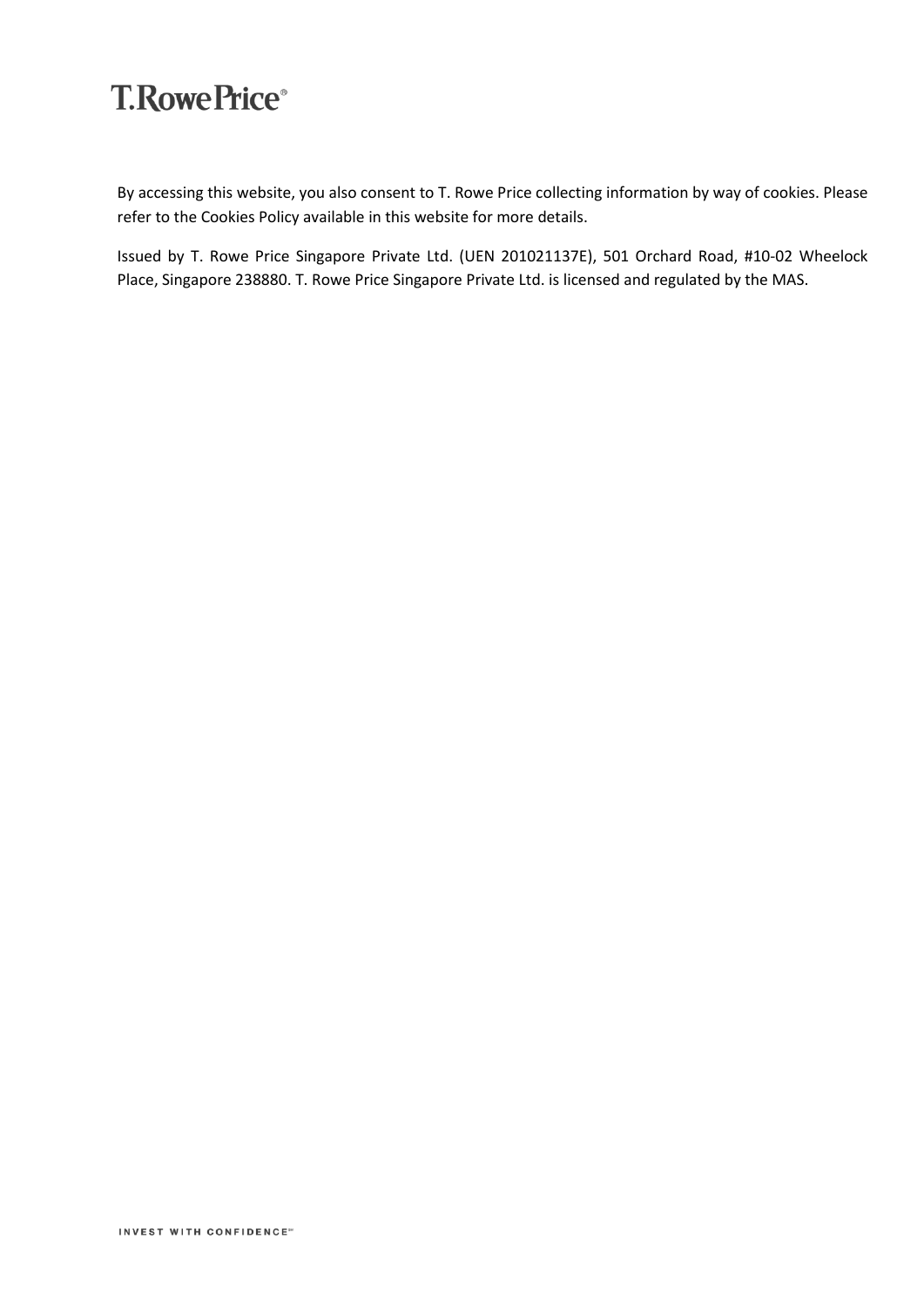By accessing this website, you also consent to T. Rowe Price collecting information by way of cookies. Please refer to the Cookies Policy available in this website for more details.

Issued by T. Rowe Price Singapore Private Ltd. (UEN 201021137E), 501 Orchard Road, #10-02 Wheelock Place, Singapore 238880. T. Rowe Price Singapore Private Ltd. is licensed and regulated by the MAS.